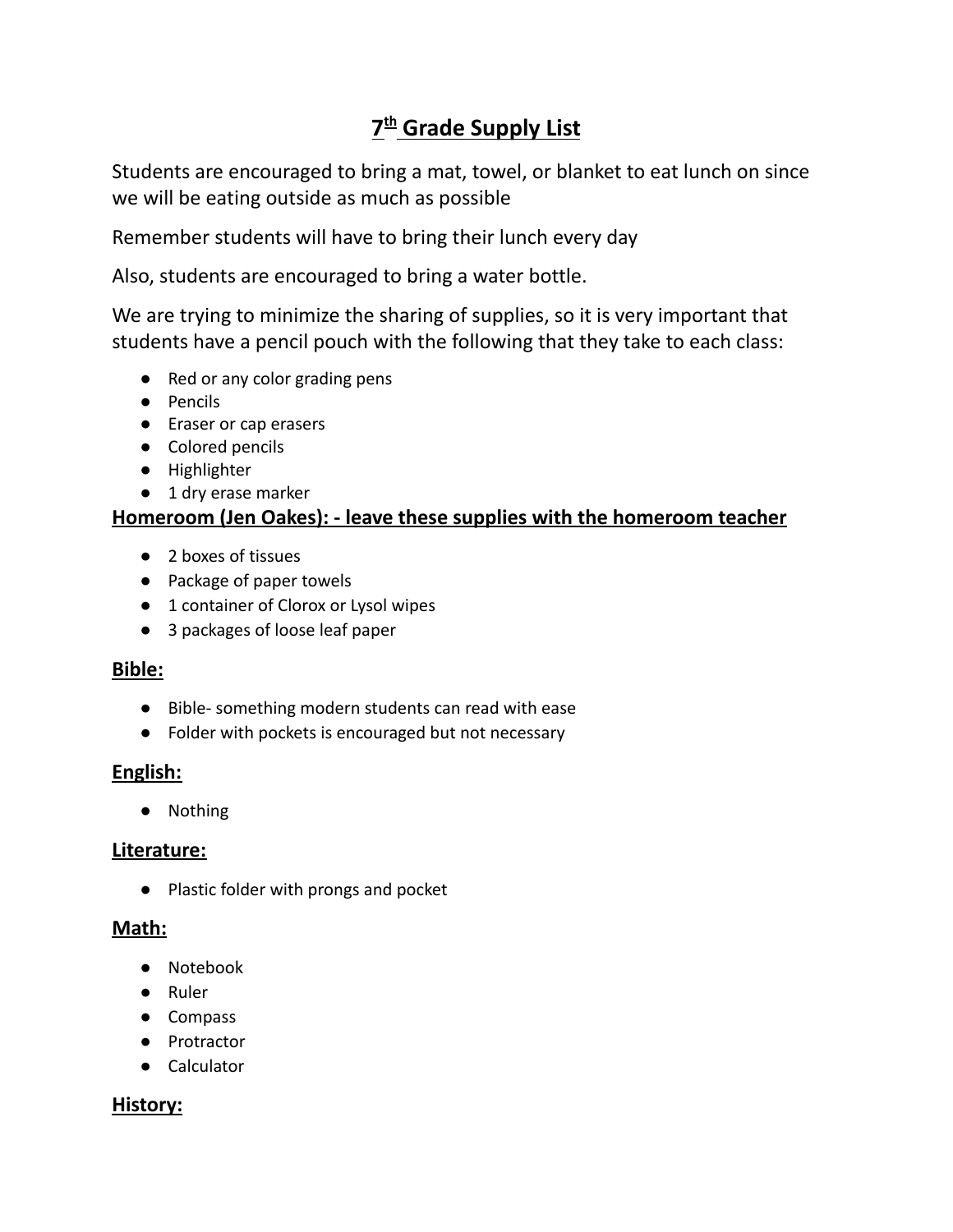# 7th Grade Supply List

Students are encouraged to bring a mat, towel, or blanket to eat lunch on since we will be eating outside as much as possible

Remember students will have to bring their lunch every day

Also, students are encouraged to bring a water bottle.

We are trying to minimize the sharing of supplies, so it is very important that students have a pencil pouch with the following that they take to each class:

- Red or any color grading pens
- Pencils
- Eraser or cap erasers
- Colored pencils
- Highlighter
- 1 dry erase marker

## Homeroom (Jen Oakes): - leave these supplies with the homeroom teacher

- 2 boxes of tissues
- Package of paper towels
- 1 container of Clorox or Lysol wipes
- 3 packages of loose leaf paper

## Bible:

- Bible- something modern students can read with ease
- Folder with pockets is encouraged but not necessary

## English:

- Nothing

## Literature:

- Plastic folder with prongs and pocket

## Math:

- Notebook
- Ruler
- Compass
- Protractor
- Calculator

## History: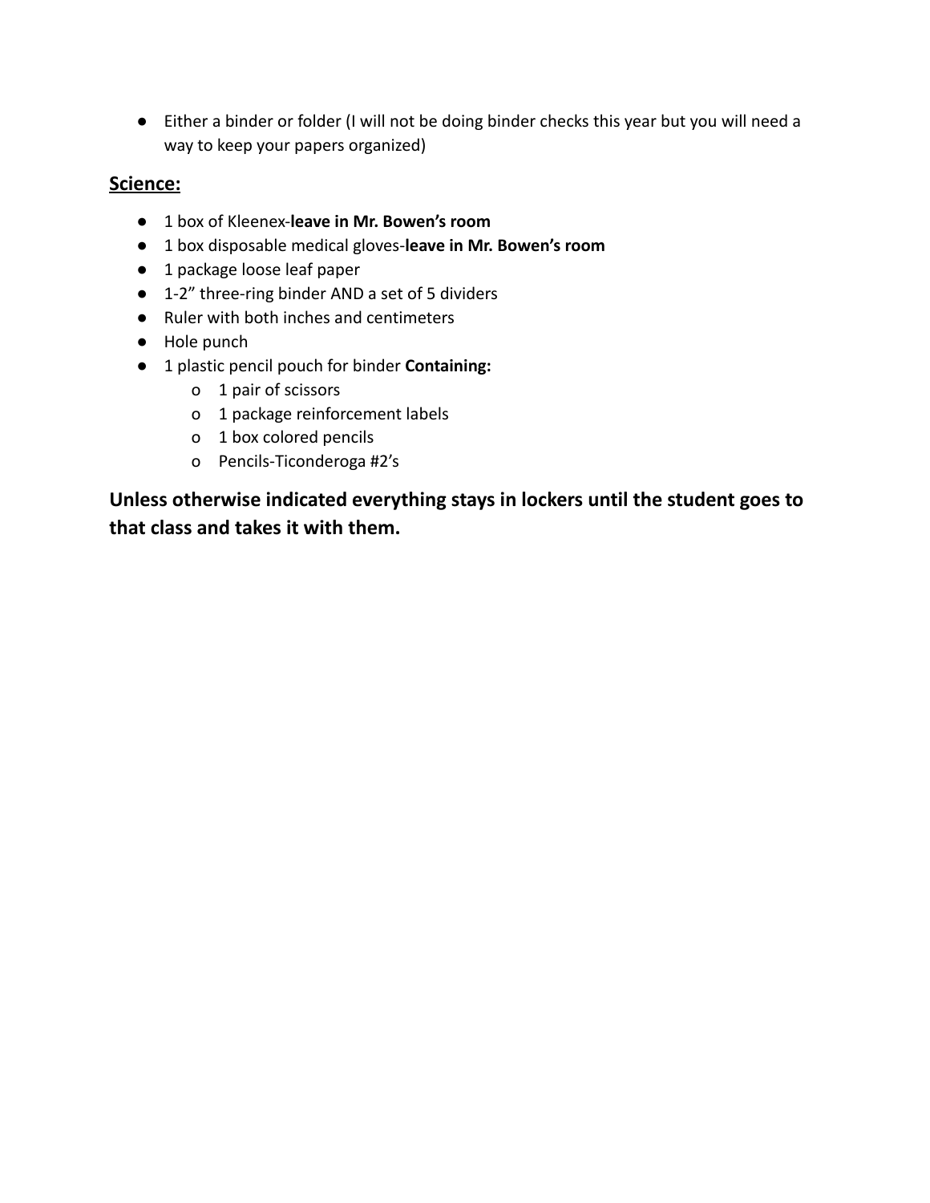- Either a binder or folder (I will not be doing binder checks this year but you will need a way to keep your papers organized)

## **Science:**

- 1 box of Kleenex-**leave in Mr. Bowen's room**
- 1 box disposable medical gloves-**leave in Mr. Bowen's room**
- 1 package loose leaf paper
- 1-2" three-ring binder AND a set of 5 dividers
- Ruler with both inches and centimeters
- Hole punch
- 1 plastic pencil pouch for binder **Containing:**
  - 1 pair of scissors
  - 1 package reinforcement labels
  - 1 box colored pencils
  - Pencils-Ticonderoga #2's

**Unless otherwise indicated everything stays in lockers until the student goes to that class and takes it with them.**